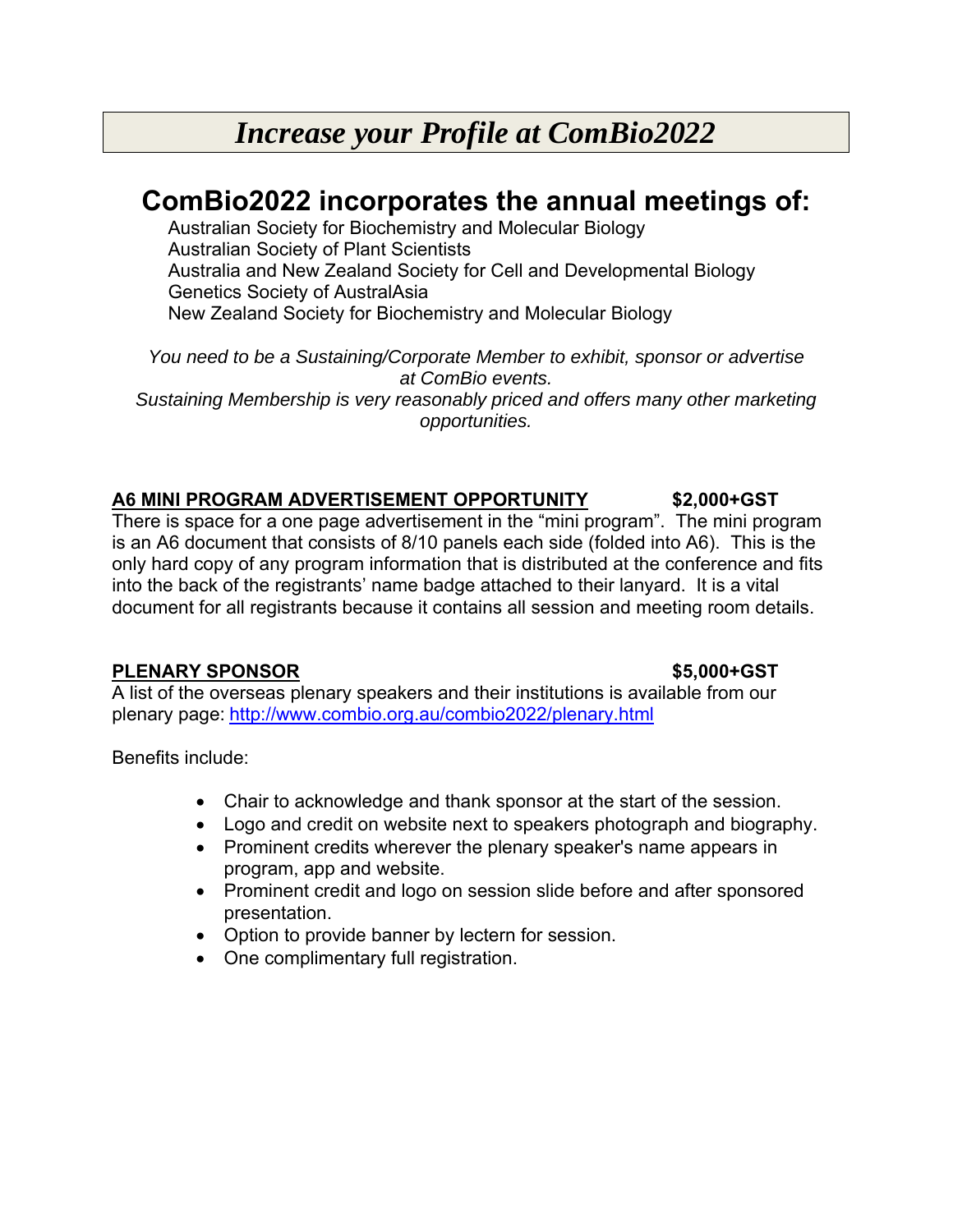# *Increase your Profile at ComBio2022*

## ComBio2022 incorporates the annual meetings of:

Australian Society for Biochemistry and Molecular Biology
Australian Society of Plant Scientists
Australia and New Zealand Society for Cell and Developmental Biology
Genetics Society of AustralAsia
New Zealand Society for Biochemistry and Molecular Biology

*You need to be a Sustaining/Corporate Member to exhibit, sponsor or advertise at ComBio events.*
*Sustaining Membership is very reasonably priced and offers many other marketing opportunities.*

**A6 MINI PROGRAM ADVERTISEMENT OPPORTUNITY** **$2,000+GST**

There is space for a one page advertisement in the "mini program". The mini program is an A6 document that consists of 8/10 panels each side (folded into A6). This is the only hard copy of any program information that is distributed at the conference and fits into the back of the registrants' name badge attached to their lanyard. It is a vital document for all registrants because it contains all session and meeting room details.

**PLENARY SPONSOR** **$5,000+GST**

A list of the overseas plenary speakers and their institutions is available from our plenary page: http://www.combio.org.au/combio2022/plenary.html

Benefits include:

- Chair to acknowledge and thank sponsor at the start of the session.
- Logo and credit on website next to speakers photograph and biography.
- Prominent credits wherever the plenary speaker's name appears in program, app and website.
- Prominent credit and logo on session slide before and after sponsored presentation.
- Option to provide banner by lectern for session.
- One complimentary full registration.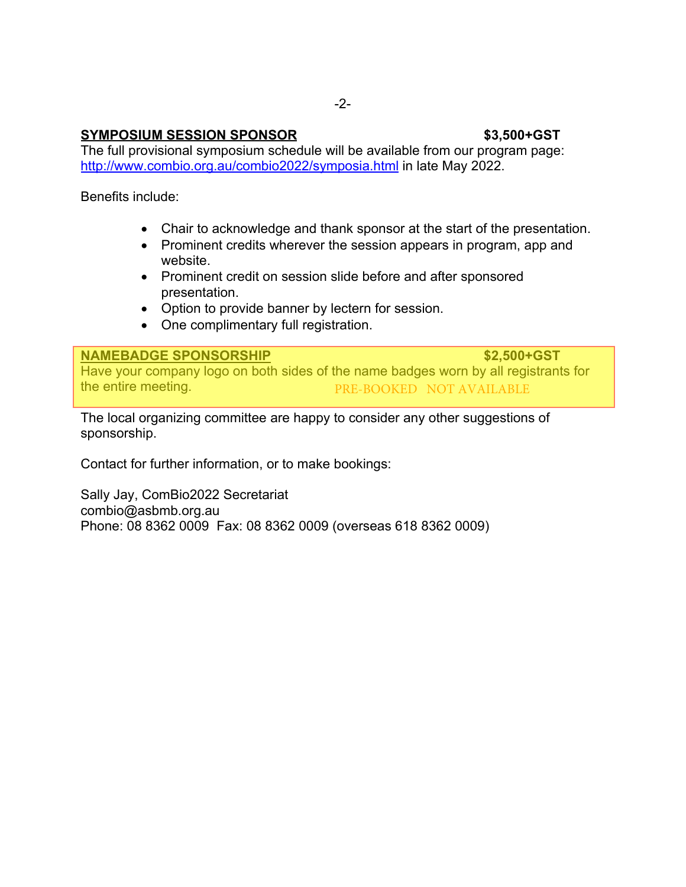**SYMPOSIUM SESSION SPONSOR** **$3,500+GST**

The full provisional symposium schedule will be available from our program page: [http://www.combio.org.au/combio2022/symposia.html](http://www.combio.org.au/combio2022/symposia.html) in late May 2022.

Benefits include:

- Chair to acknowledge and thank sponsor at the start of the presentation.
- Prominent credits wherever the session appears in program, app and website.
- Prominent credit on session slide before and after sponsored presentation.
- Option to provide banner by lectern for session.
- One complimentary full registration.

**NAMEBADGE SPONSORSHIP** **$2,500+GST**

Have your company logo on both sides of the name badges worn by all registrants for the entire meeting. PRE-BOOKED NOT AVAILABLE

The local organizing committee are happy to consider any other suggestions of sponsorship.

Contact for further information, or to make bookings:

Sally Jay, ComBio2022 Secretariat
combio@asbmb.org.au
Phone: 08 8362 0009 Fax: 08 8362 0009 (overseas 618 8362 0009)